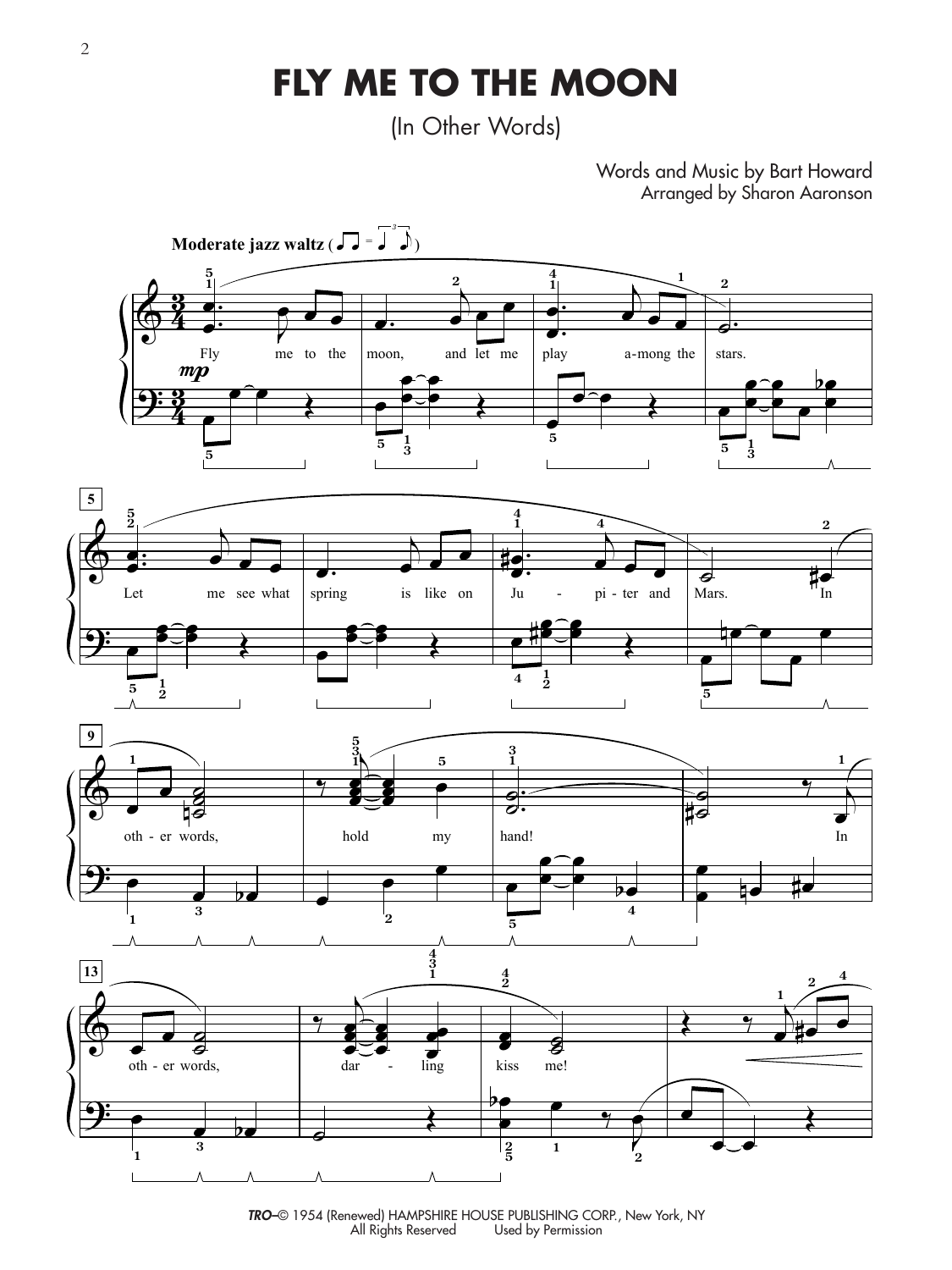# FLY ME TO THE MOON

(In Other Words)

Words and Music by Bart Howard
Arranged by Sharon Aaronson

**Moderate jazz waltz**

TRO–© 1954 (Renewed) HAMPSHIRE HOUSE PUBLISHING CORP., New York, NY
All Rights Reserved Used by Permission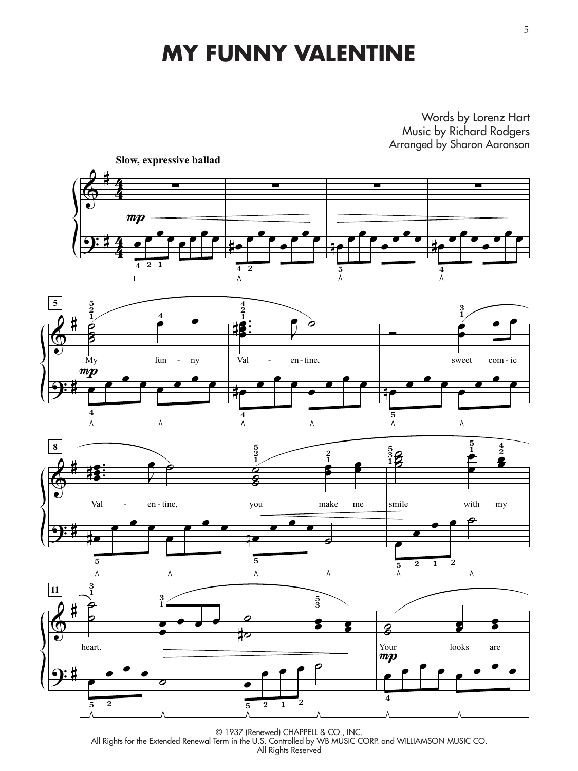# MY FUNNY VALENTINE

Words by Lorenz Hart
Music by Richard Rodgers
Arranged by Sharon Aaronson

© 1937 (Renewed) CHAPPELL & CO., INC.
All Rights for the Extended Renewal Term in the U.S. Controlled by WB MUSIC CORP. and WILLIAMSON MUSIC CO.
All Rights Reserved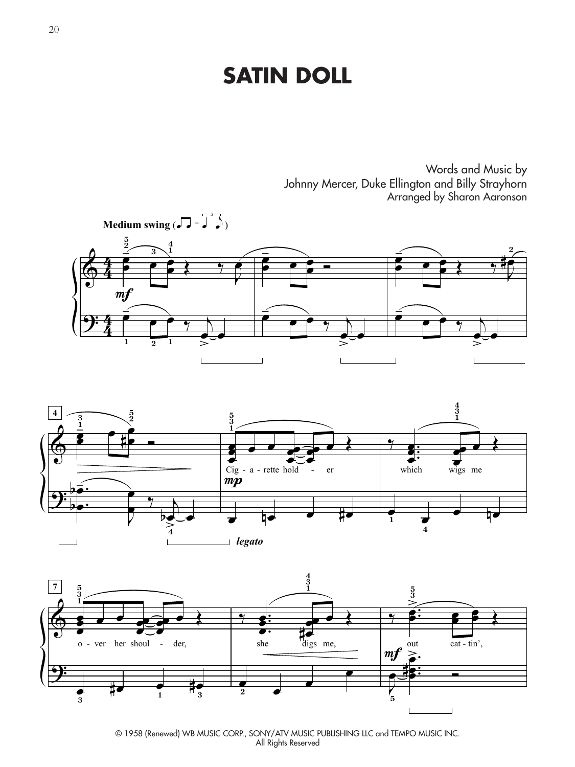# SATIN DOLL

Words and Music by
Johnny Mercer, Duke Ellington and Billy Strayhorn
Arranged by Sharon Aaronson

© 1958 (Renewed) WB MUSIC CORP., SONY/ATV MUSIC PUBLISHING LLC and TEMPO MUSIC INC.
All Rights Reserved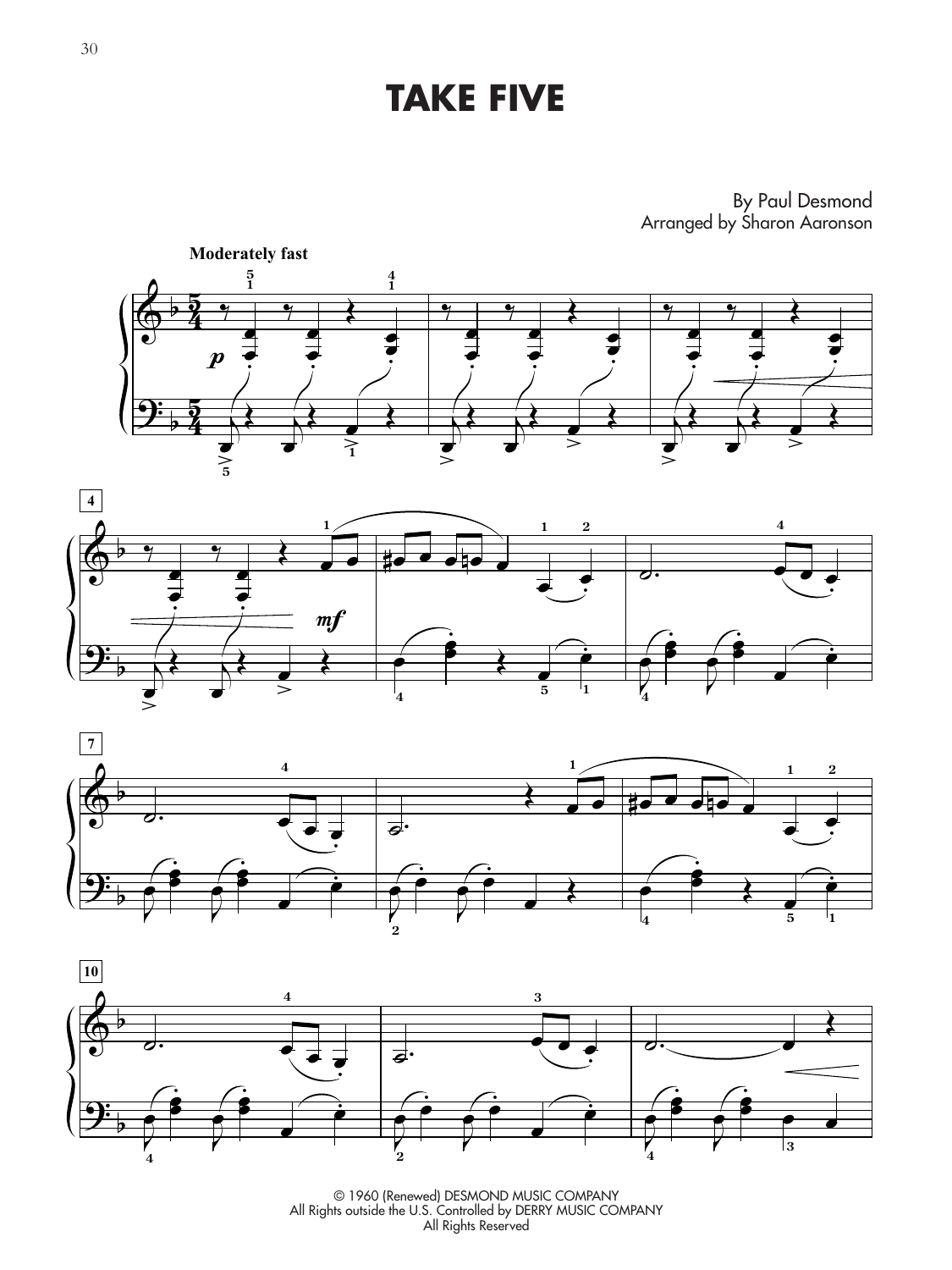# TAKE FIVE

By Paul Desmond
Arranged by Sharon Aaronson

© 1960 (Renewed) DESMOND MUSIC COMPANY
All Rights outside the U.S. Controlled by DERRY MUSIC COMPANY
All Rights Reserved